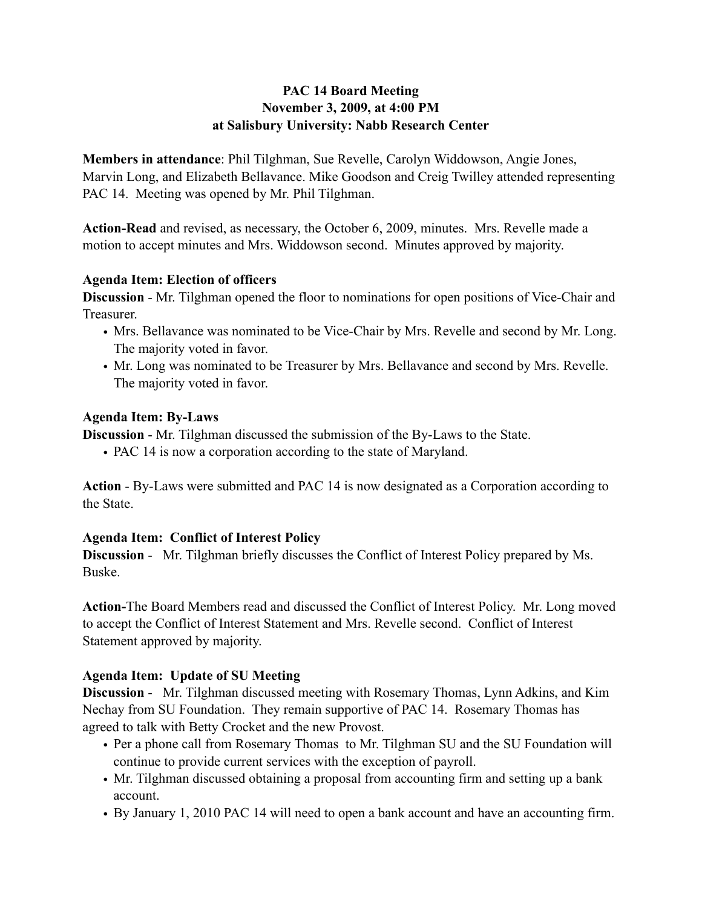**PAC 14 Board Meeting**
**November 3, 2009, at 4:00 PM**
**at Salisbury University: Nabb Research Center**

**Members in attendance**: Phil Tilghman, Sue Revelle, Carolyn Widdowson, Angie Jones, Marvin Long, and Elizabeth Bellavance. Mike Goodson and Creig Twilley attended representing PAC 14. Meeting was opened by Mr. Phil Tilghman.

**Action-Read** and revised, as necessary, the October 6, 2009, minutes. Mrs. Revelle made a motion to accept minutes and Mrs. Widdowson second. Minutes approved by majority.

**Agenda Item: Election of officers**
**Discussion** - Mr. Tilghman opened the floor to nominations for open positions of Vice-Chair and Treasurer.

- Mrs. Bellavance was nominated to be Vice-Chair by Mrs. Revelle and second by Mr. Long. The majority voted in favor.
- Mr. Long was nominated to be Treasurer by Mrs. Bellavance and second by Mrs. Revelle. The majority voted in favor.

**Agenda Item: By-Laws**
**Discussion** - Mr. Tilghman discussed the submission of the By-Laws to the State.

- PAC 14 is now a corporation according to the state of Maryland.

**Action** - By-Laws were submitted and PAC 14 is now designated as a Corporation according to the State.

**Agenda Item: Conflict of Interest Policy**
**Discussion** - Mr. Tilghman briefly discusses the Conflict of Interest Policy prepared by Ms. Buske.

**Action-**The Board Members read and discussed the Conflict of Interest Policy. Mr. Long moved to accept the Conflict of Interest Statement and Mrs. Revelle second. Conflict of Interest Statement approved by majority.

**Agenda Item: Update of SU Meeting**
**Discussion** - Mr. Tilghman discussed meeting with Rosemary Thomas, Lynn Adkins, and Kim Nechay from SU Foundation. They remain supportive of PAC 14. Rosemary Thomas has agreed to talk with Betty Crocket and the new Provost.

- Per a phone call from Rosemary Thomas to Mr. Tilghman SU and the SU Foundation will continue to provide current services with the exception of payroll.
- Mr. Tilghman discussed obtaining a proposal from accounting firm and setting up a bank account.
- By January 1, 2010 PAC 14 will need to open a bank account and have an accounting firm.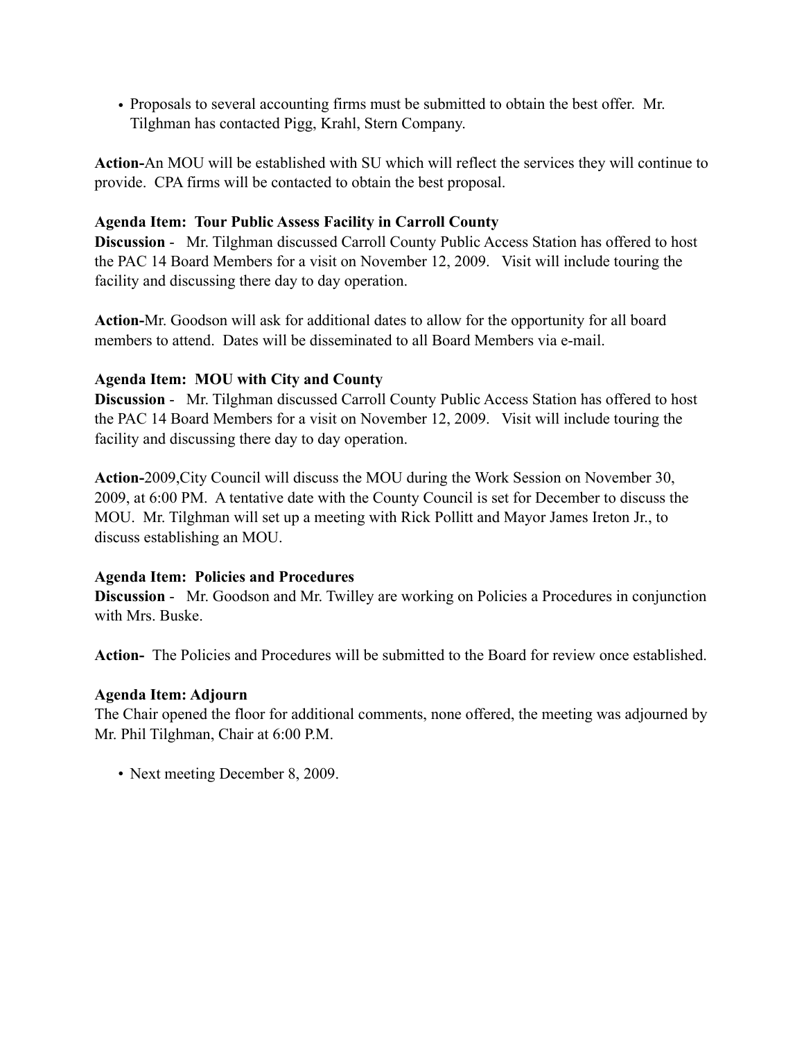- Proposals to several accounting firms must be submitted to obtain the best offer. Mr. Tilghman has contacted Pigg, Krahl, Stern Company.

**Action-**An MOU will be established with SU which will reflect the services they will continue to provide. CPA firms will be contacted to obtain the best proposal.

**Agenda Item: Tour Public Assess Facility in Carroll County**
**Discussion** - Mr. Tilghman discussed Carroll County Public Access Station has offered to host the PAC 14 Board Members for a visit on November 12, 2009. Visit will include touring the facility and discussing there day to day operation.

**Action-**Mr. Goodson will ask for additional dates to allow for the opportunity for all board members to attend. Dates will be disseminated to all Board Members via e-mail.

**Agenda Item: MOU with City and County**
**Discussion** - Mr. Tilghman discussed Carroll County Public Access Station has offered to host the PAC 14 Board Members for a visit on November 12, 2009. Visit will include touring the facility and discussing there day to day operation.

**Action-**2009,City Council will discuss the MOU during the Work Session on November 30, 2009, at 6:00 PM. A tentative date with the County Council is set for December to discuss the MOU. Mr. Tilghman will set up a meeting with Rick Pollitt and Mayor James Ireton Jr., to discuss establishing an MOU.

**Agenda Item: Policies and Procedures**
**Discussion** - Mr. Goodson and Mr. Twilley are working on Policies a Procedures in conjunction with Mrs. Buske.

**Action-** The Policies and Procedures will be submitted to the Board for review once established.

**Agenda Item: Adjourn**
The Chair opened the floor for additional comments, none offered, the meeting was adjourned by Mr. Phil Tilghman, Chair at 6:00 P.M.

- Next meeting December 8, 2009.